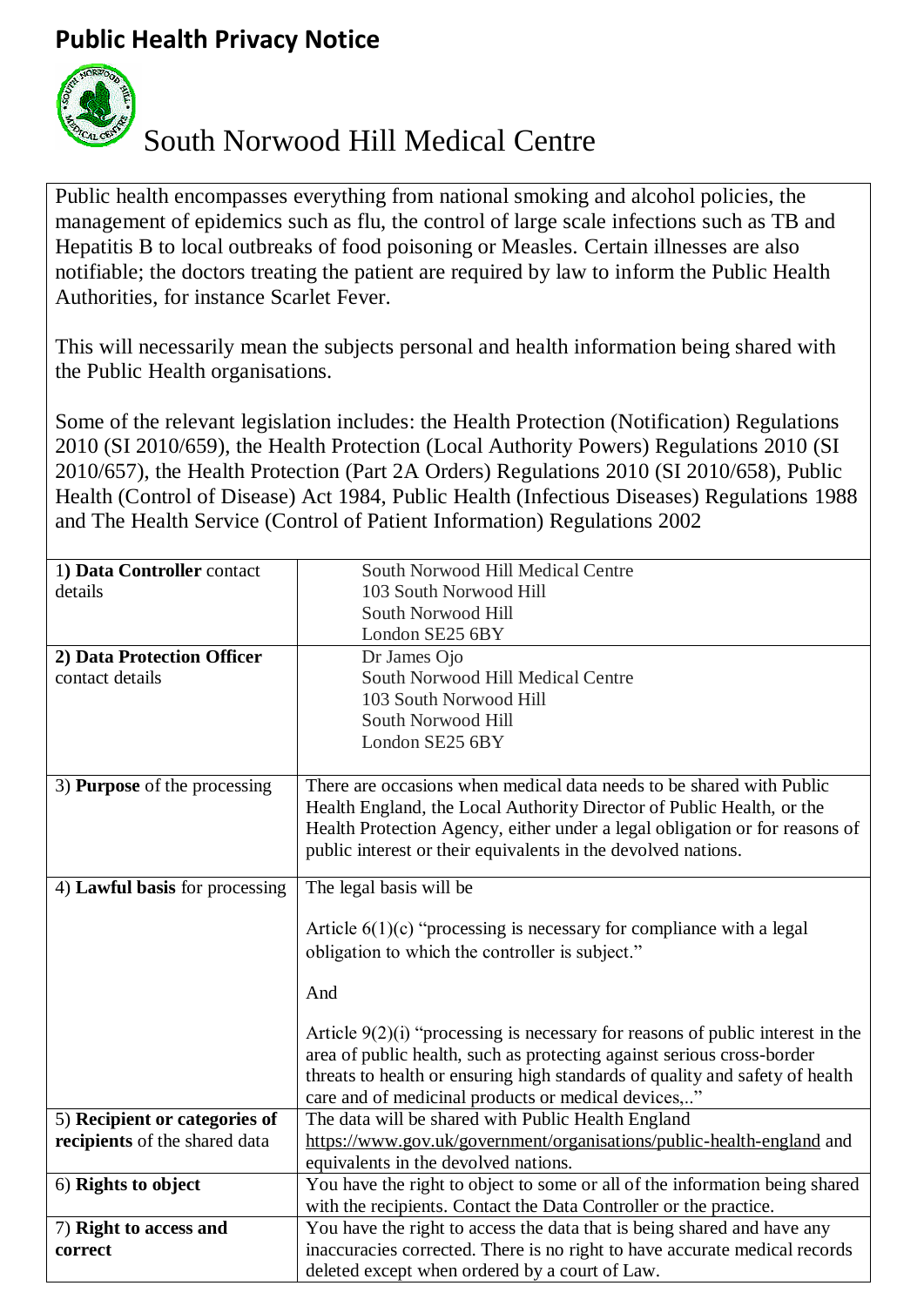# Public Health Privacy Notice

## South Norwood Hill Medical Centre

Public health encompasses everything from national smoking and alcohol policies, the management of epidemics such as flu, the control of large scale infections such as TB and Hepatitis B to local outbreaks of food poisoning or Measles. Certain illnesses are also notifiable; the doctors treating the patient are required by law to inform the Public Health Authorities, for instance Scarlet Fever.

This will necessarily mean the subjects personal and health information being shared with the Public Health organisations.

Some of the relevant legislation includes: the Health Protection (Notification) Regulations 2010 (SI 2010/659), the Health Protection (Local Authority Powers) Regulations 2010 (SI 2010/657), the Health Protection (Part 2A Orders) Regulations 2010 (SI 2010/658), Public Health (Control of Disease) Act 1984, Public Health (Infectious Diseases) Regulations 1988 and The Health Service (Control of Patient Information) Regulations 2002

| | |
|---|---|
| 1) **Data Controller** contact details | South Norwood Hill Medical Centre<br>103 South Norwood Hill<br>South Norwood Hill<br>London SE25 6BY |
| **2) Data Protection Officer** contact details | Dr James Ojo<br>South Norwood Hill Medical Centre<br>103 South Norwood Hill<br>South Norwood Hill<br>London SE25 6BY |
| 3) **Purpose** of the processing | There are occasions when medical data needs to be shared with Public Health England, the Local Authority Director of Public Health, or the Health Protection Agency, either under a legal obligation or for reasons of public interest or their equivalents in the devolved nations. |
| 4) **Lawful basis** for processing | The legal basis will be<br><br>Article 6(1)(c) "processing is necessary for compliance with a legal obligation to which the controller is subject."<br><br>And<br><br>Article 9(2)(i) "processing is necessary for reasons of public interest in the area of public health, such as protecting against serious cross-border threats to health or ensuring high standards of quality and safety of health care and of medicinal products or medical devices,.." |
| 5) **Recipient or categories of recipients** of the shared data | The data will be shared with Public Health England https://www.gov.uk/government/organisations/public-health-england and equivalents in the devolved nations. |
| 6) **Rights to object** | You have the right to object to some or all of the information being shared with the recipients. Contact the Data Controller or the practice. |
| 7) **Right to access and correct** | You have the right to access the data that is being shared and have any inaccuracies corrected. There is no right to have accurate medical records deleted except when ordered by a court of Law. |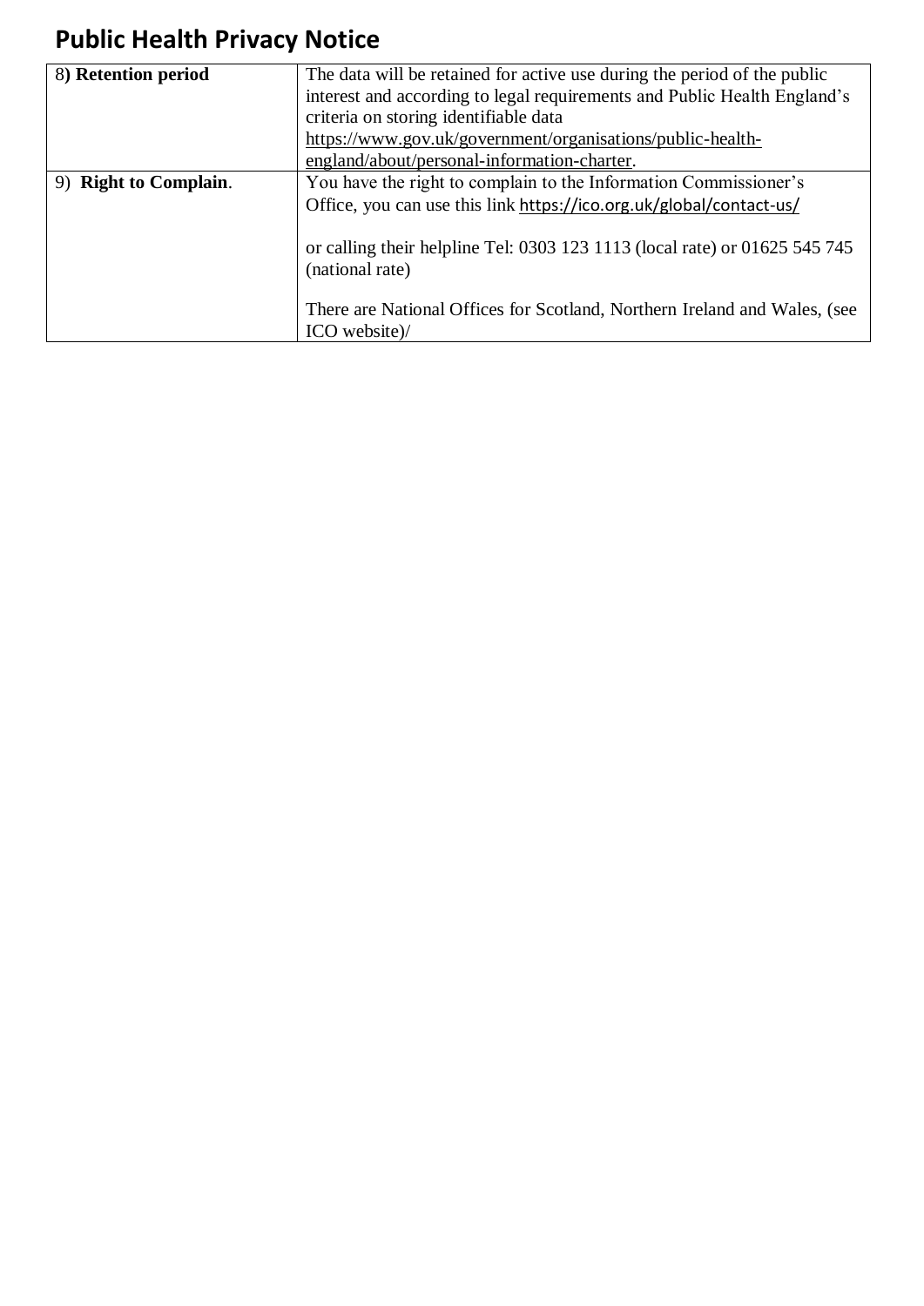## Public Health Privacy Notice

| | |
|---|---|
| 8**) Retention period** | The data will be retained for active use during the period of the public interest and according to legal requirements and Public Health England's criteria on storing identifiable data https://www.gov.uk/government/organisations/public-health-england/about/personal-information-charter. |
| 9) **Right to Complain**. | You have the right to complain to the Information Commissioner's Office, you can use this link https://ico.org.uk/global/contact-us/<br><br>or calling their helpline Tel: 0303 123 1113 (local rate) or 01625 545 745 (national rate)<br><br>There are National Offices for Scotland, Northern Ireland and Wales, (see ICO website)/ |